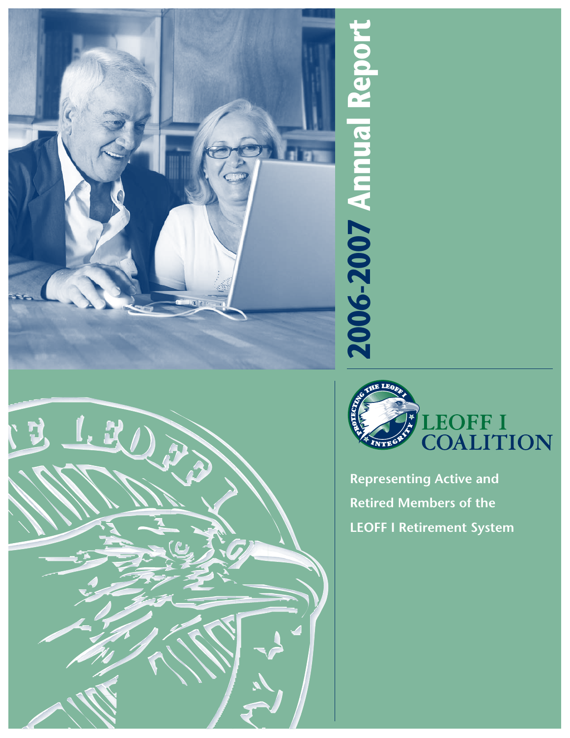# 2006-2007 Annual Report

LEOFF I COALITION

**Representing Active and Retired Members of the LEOFF I Retirement System**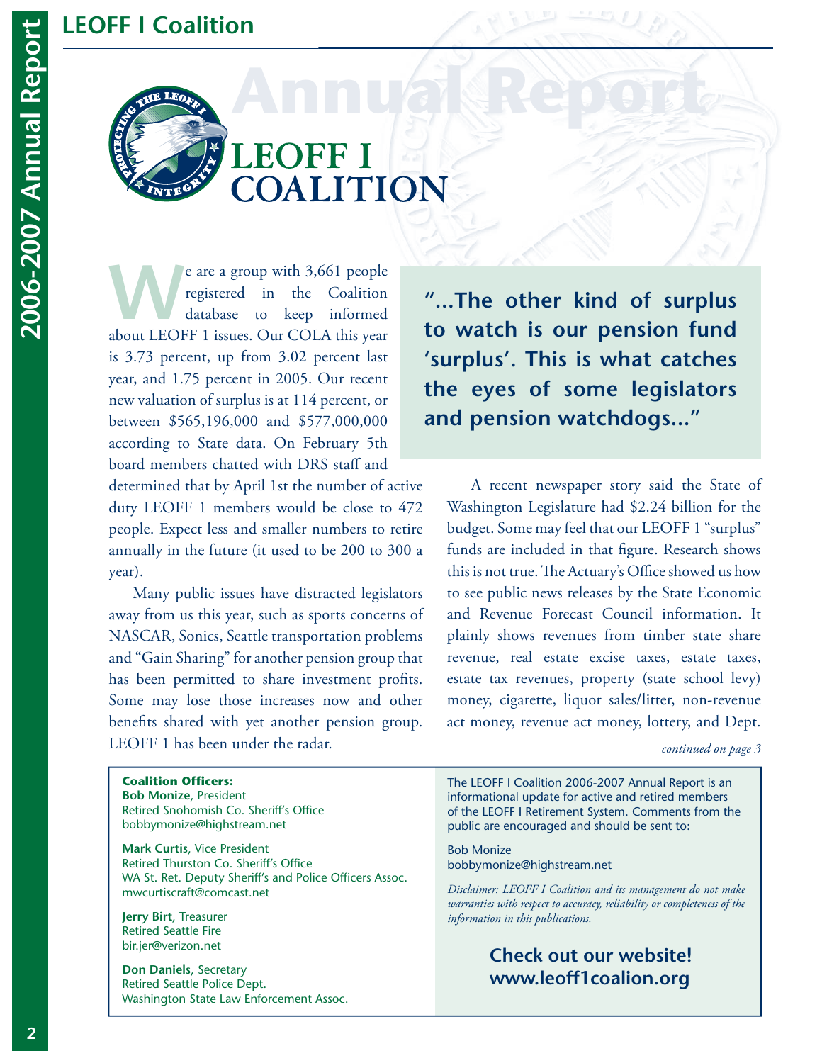# LEOFF I Coalition

## Annual Report

We are a group with 3,661 people registered in the Coalition database to keep informed about LEOFF 1 issues. Our COLA this year is 3.73 percent, up from 3.02 percent last year, and 1.75 percent in 2005. Our recent new valuation of surplus is at 114 percent, or between $565,196,000 and $577,000,000 according to State data. On February 5th board members chatted with DRS staff and determined that by April 1st the number of active duty LEOFF 1 members would be close to 472 people. Expect less and smaller numbers to retire annually in the future (it used to be 200 to 300 a year).

Many public issues have distracted legislators away from us this year, such as sports concerns of NASCAR, Sonics, Seattle transportation problems and "Gain Sharing" for another pension group that has been permitted to share investment profits. Some may lose those increases now and other benefits shared with yet another pension group. LEOFF 1 has been under the radar.

> **"...The other kind of surplus to watch is our pension fund 'surplus'. This is what catches the eyes of some legislators and pension watchdogs..."**

A recent newspaper story said the State of Washington Legislature had $2.24 billion for the budget. Some may feel that our LEOFF 1 "surplus" funds are included in that figure. Research shows this is not true. The Actuary's Office showed us how to see public news releases by the State Economic and Revenue Forecast Council information. It plainly shows revenues from timber state share revenue, real estate excise taxes, estate taxes, estate tax revenues, property (state school levy) money, cigarette, liquor sales/litter, non-revenue act money, revenue act money, lottery, and Dept.

*continued on page 3*

**Coalition Officers:**

**Bob Monize**, President
Retired Snohomish Co. Sheriff's Office
bobbymonize@highstream.net

**Mark Curtis**, Vice President
Retired Thurston Co. Sheriff's Office
WA St. Ret. Deputy Sheriff's and Police Officers Assoc.
mwcurtiscraft@comcast.net

**Jerry Birt**, Treasurer
Retired Seattle Fire
bir.jer@verizon.net

**Don Daniels**, Secretary
Retired Seattle Police Dept.
Washington State Law Enforcement Assoc.

The LEOFF I Coalition 2006-2007 Annual Report is an informational update for active and retired members of the LEOFF I Retirement System. Comments from the public are encouraged and should be sent to:

Bob Monize
bobbymonize@highstream.net

*Disclaimer: LEOFF I Coalition and its management do not make warranties with respect to accuracy, reliability or completeness of the information in this publications.*

**Check out our website!**
**www.leoff1coalion.org**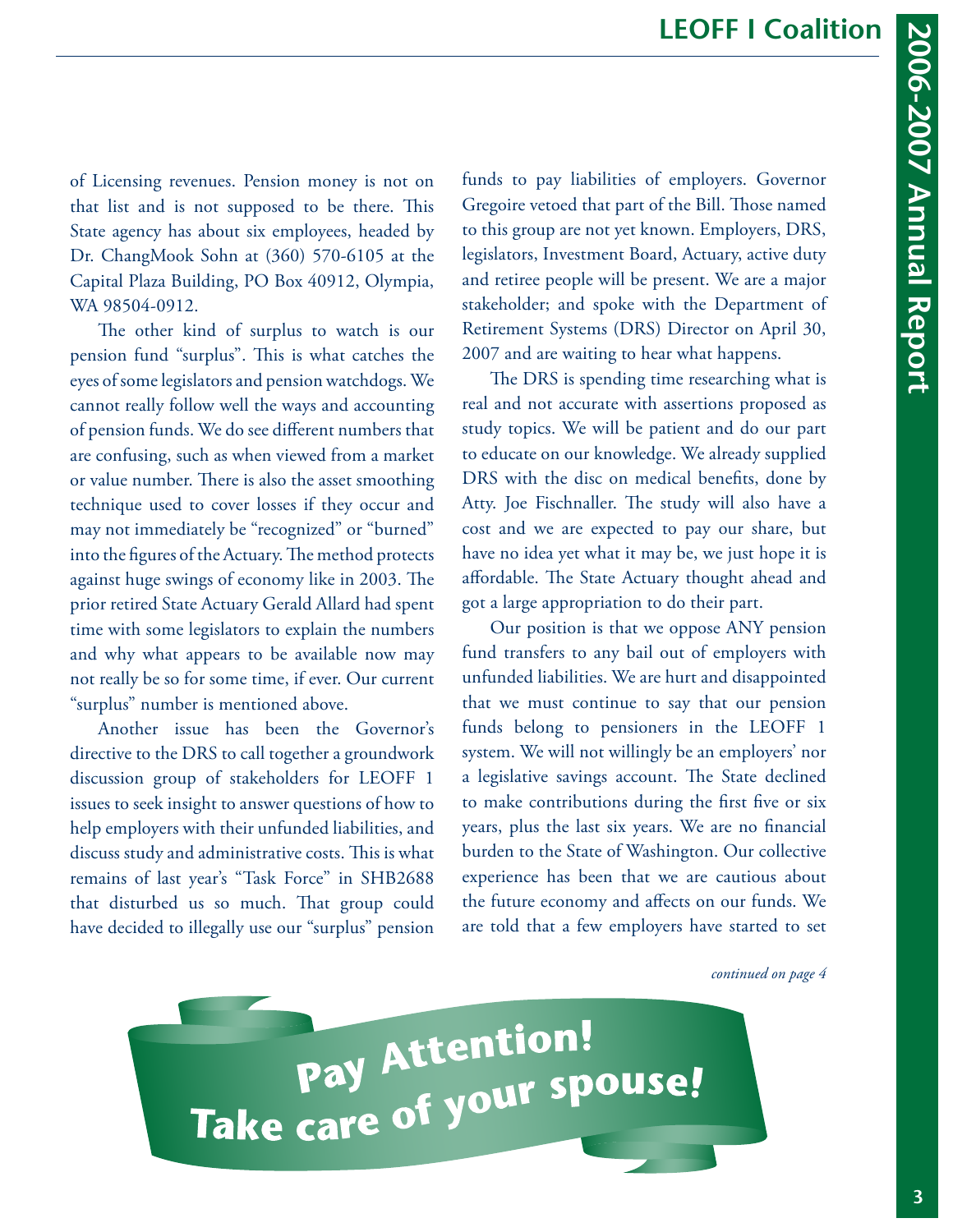of Licensing revenues. Pension money is not on that list and is not supposed to be there. This State agency has about six employees, headed by Dr. ChangMook Sohn at (360) 570-6105 at the Capital Plaza Building, PO Box 40912, Olympia, WA 98504-0912.

The other kind of surplus to watch is our pension fund "surplus". This is what catches the eyes of some legislators and pension watchdogs. We cannot really follow well the ways and accounting of pension funds. We do see different numbers that are confusing, such as when viewed from a market or value number. There is also the asset smoothing technique used to cover losses if they occur and may not immediately be "recognized" or "burned" into the figures of the Actuary. The method protects against huge swings of economy like in 2003. The prior retired State Actuary Gerald Allard had spent time with some legislators to explain the numbers and why what appears to be available now may not really be so for some time, if ever. Our current "surplus" number is mentioned above.

Another issue has been the Governor's directive to the DRS to call together a groundwork discussion group of stakeholders for LEOFF 1 issues to seek insight to answer questions of how to help employers with their unfunded liabilities, and discuss study and administrative costs. This is what remains of last year's "Task Force" in SHB2688 that disturbed us so much. That group could have decided to illegally use our "surplus" pension funds to pay liabilities of employers. Governor Gregoire vetoed that part of the Bill. Those named to this group are not yet known. Employers, DRS, legislators, Investment Board, Actuary, active duty and retiree people will be present. We are a major stakeholder; and spoke with the Department of Retirement Systems (DRS) Director on April 30, 2007 and are waiting to hear what happens.

The DRS is spending time researching what is real and not accurate with assertions proposed as study topics. We will be patient and do our part to educate on our knowledge. We already supplied DRS with the disc on medical benefits, done by Atty. Joe Fischnaller. The study will also have a cost and we are expected to pay our share, but have no idea yet what it may be, we just hope it is affordable. The State Actuary thought ahead and got a large appropriation to do their part.

Our position is that we oppose ANY pension fund transfers to any bail out of employers with unfunded liabilities. We are hurt and disappointed that we must continue to say that our pension funds belong to pensioners in the LEOFF 1 system. We will not willingly be an employers' nor a legislative savings account. The State declined to make contributions during the first five or six years, plus the last six years. We are no financial burden to the State of Washington. Our collective experience has been that we are cautious about the future economy and affects on our funds. We are told that a few employers have started to set

*continued on page 4*

**Pay Attention!**
**Take care of your spouse!**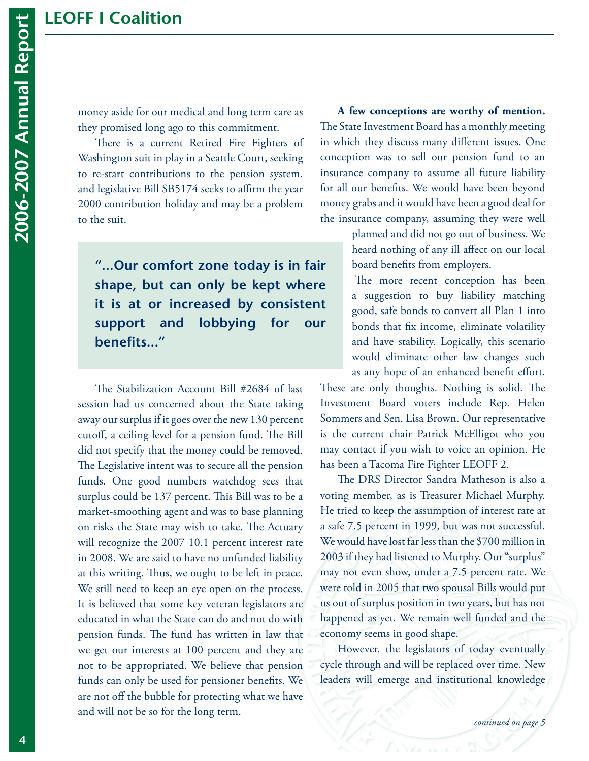money aside for our medical and long term care as they promised long ago to this commitment.

There is a current Retired Fire Fighters of Washington suit in play in a Seattle Court, seeking to re-start contributions to the pension system, and legislative Bill SB5174 seeks to affirm the year 2000 contribution holiday and may be a problem to the suit.

> **"...Our comfort zone today is in fair shape, but can only be kept where it is at or increased by consistent support and lobbying for our benefits..."**

The Stabilization Account Bill #2684 of last session had us concerned about the State taking away our surplus if it goes over the new 130 percent cutoff, a ceiling level for a pension fund. The Bill did not specify that the money could be removed. The Legislative intent was to secure all the pension funds. One good numbers watchdog sees that surplus could be 137 percent. This Bill was to be a market-smoothing agent and was to base planning on risks the State may wish to take. The Actuary will recognize the 2007 10.1 percent interest rate in 2008. We are said to have no unfunded liability at this writing. Thus, we ought to be left in peace. We still need to keep an eye open on the process. It is believed that some key veteran legislators are educated in what the State can do and not do with pension funds. The fund has written in law that we get our interests at 100 percent and they are not to be appropriated. We believe that pension funds can only be used for pensioner benefits. We are not off the bubble for protecting what we have and will not be so for the long term.

**A few conceptions are worthy of mention.** The State Investment Board has a monthly meeting in which they discuss many different issues. One conception was to sell our pension fund to an insurance company to assume all future liability for all our benefits. We would have been beyond money grabs and it would have been a good deal for the insurance company, assuming they were well planned and did not go out of business. We heard nothing of any ill affect on our local board benefits from employers.

The more recent conception has been a suggestion to buy liability matching good, safe bonds to convert all Plan 1 into bonds that fix income, eliminate volatility and have stability. Logically, this scenario would eliminate other law changes such as any hope of an enhanced benefit effort. These are only thoughts. Nothing is solid. The Investment Board voters include Rep. Helen Sommers and Sen. Lisa Brown. Our representative is the current chair Patrick McElligot who you may contact if you wish to voice an opinion. He has been a Tacoma Fire Fighter LEOFF 2.

The DRS Director Sandra Matheson is also a voting member, as is Treasurer Michael Murphy. He tried to keep the assumption of interest rate at a safe 7.5 percent in 1999, but was not successful. We would have lost far less than the $700 million in 2003 if they had listened to Murphy. Our "surplus" may not even show, under a 7.5 percent rate. We were told in 2005 that two spousal Bills would put us out of surplus position in two years, but has not happened as yet. We remain well funded and the economy seems in good shape.

However, the legislators of today eventually cycle through and will be replaced over time. New leaders will emerge and institutional knowledge

*continued on page 5*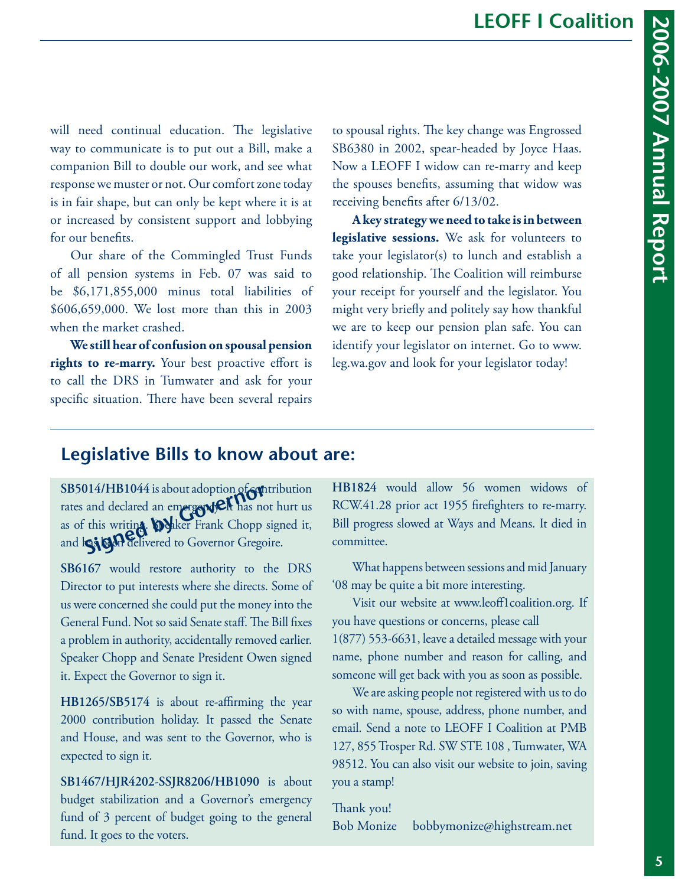will need continual education. The legislative way to communicate is to put out a Bill, make a companion Bill to double our work, and see what response we muster or not. Our comfort zone today is in fair shape, but can only be kept where it is at or increased by consistent support and lobbying for our benefits.

Our share of the Commingled Trust Funds of all pension systems in Feb. 07 was said to be $6,171,855,000 minus total liabilities of $606,659,000. We lost more than this in 2003 when the market crashed.

**We still hear of confusion on spousal pension rights to re-marry.** Your best proactive effort is to call the DRS in Tumwater and ask for your specific situation. There have been several repairs to spousal rights. The key change was Engrossed SB6380 in 2002, spear-headed by Joyce Haas. Now a LEOFF I widow can re-marry and keep the spouses benefits, assuming that widow was receiving benefits after 6/13/02.

**A key strategy we need to take is in between legislative sessions.** We ask for volunteers to take your legislator(s) to lunch and establish a good relationship. The Coalition will reimburse your receipt for yourself and the legislator. You might very briefly and politely say how thankful we are to keep our pension plan safe. You can identify your legislator on internet. Go to www.leg.wa.gov and look for your legislator today!

## Legislative Bills to know about are:

**SB5014/HB1044** is about adoption of contribution rates and declared an emergency. It has not hurt us as of this writing. Speaker Frank Chopp signed it, and has been delivered to Governor Gregoire.

*Signed by Governor*

**SB6167** would restore authority to the DRS Director to put interests where she directs. Some of us were concerned she could put the money into the General Fund. Not so said Senate staff. The Bill fixes a problem in authority, accidentally removed earlier. Speaker Chopp and Senate President Owen signed it. Expect the Governor to sign it.

**HB1265/SB5174** is about re-affirming the year 2000 contribution holiday. It passed the Senate and House, and was sent to the Governor, who is expected to sign it.

**SB1467/HJR4202-SSJR8206/HB1090** is about budget stabilization and a Governor's emergency fund of 3 percent of budget going to the general fund. It goes to the voters.

**HB1824** would allow 56 women widows of RCW.41.28 prior act 1955 firefighters to re-marry. Bill progress slowed at Ways and Means. It died in committee.

What happens between sessions and mid January '08 may be quite a bit more interesting.

Visit our website at www.leoff1coalition.org. If you have questions or concerns, please call 1(877) 553-6631, leave a detailed message with your name, phone number and reason for calling, and someone will get back with you as soon as possible.

We are asking people not registered with us to do so with name, spouse, address, phone number, and email. Send a note to LEOFF I Coalition at PMB 127, 855 Trosper Rd. SW STE 108 , Tumwater, WA 98512. You can also visit our website to join, saving you a stamp!

Thank you!
Bob Monize bobbymonize@highstream.net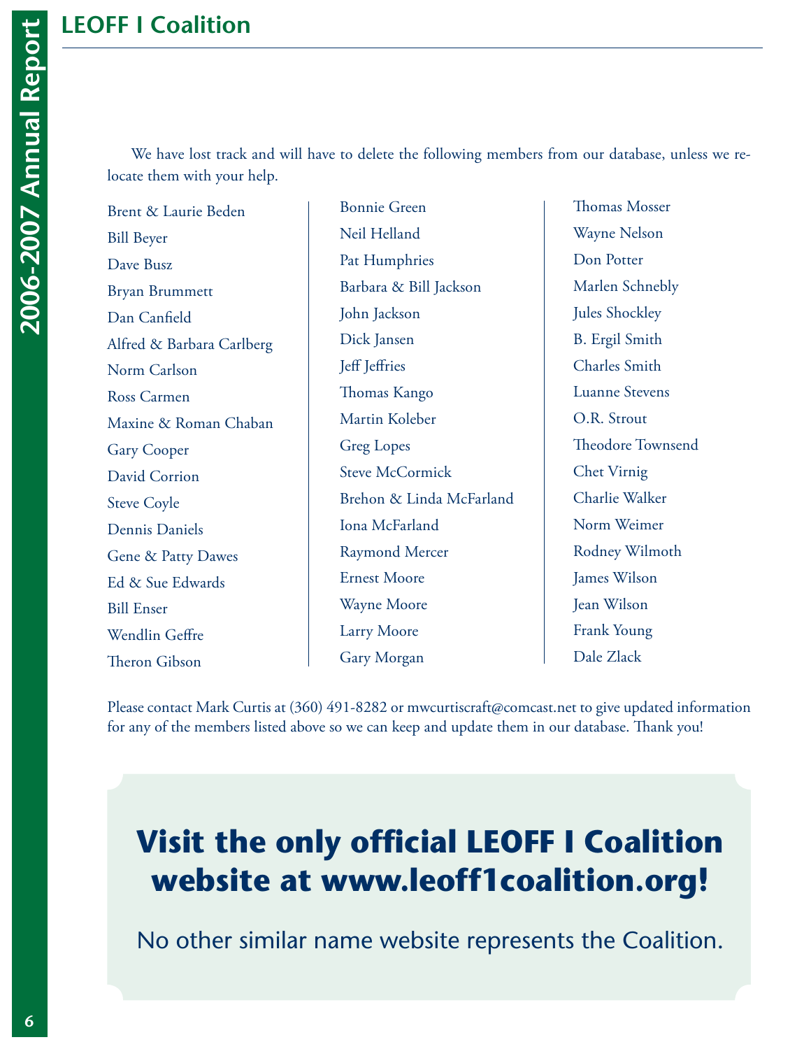## LEOFF I Coalition

We have lost track and will have to delete the following members from our database, unless we relocate them with your help.

Brent & Laurie Beden
Bill Beyer
Dave Busz
Bryan Brummett
Dan Canfield
Alfred & Barbara Carlberg
Norm Carlson
Ross Carmen
Maxine & Roman Chaban
Gary Cooper
David Corrion
Steve Coyle
Dennis Daniels
Gene & Patty Dawes
Ed & Sue Edwards
Bill Enser
Wendlin Geffre
Theron Gibson
Bonnie Green
Neil Helland
Pat Humphries
Barbara & Bill Jackson
John Jackson
Dick Jansen
Jeff Jeffries
Thomas Kango
Martin Koleber
Greg Lopes
Steve McCormick
Brehon & Linda McFarland
Iona McFarland
Raymond Mercer
Ernest Moore
Wayne Moore
Larry Moore
Gary Morgan
Thomas Mosser
Wayne Nelson
Don Potter
Marlen Schnebly
Jules Shockley
B. Ergil Smith
Charles Smith
Luanne Stevens
O.R. Strout
Theodore Townsend
Chet Virnig
Charlie Walker
Norm Weimer
Rodney Wilmoth
James Wilson
Jean Wilson
Frank Young
Dale Zlack

Please contact Mark Curtis at (360) 491-8282 or mwcurtiscraft@comcast.net to give updated information for any of the members listed above so we can keep and update them in our database. Thank you!

**Visit the only official LEOFF I Coalition website at www.leoff1coalition.org!**

No other similar name website represents the Coalition.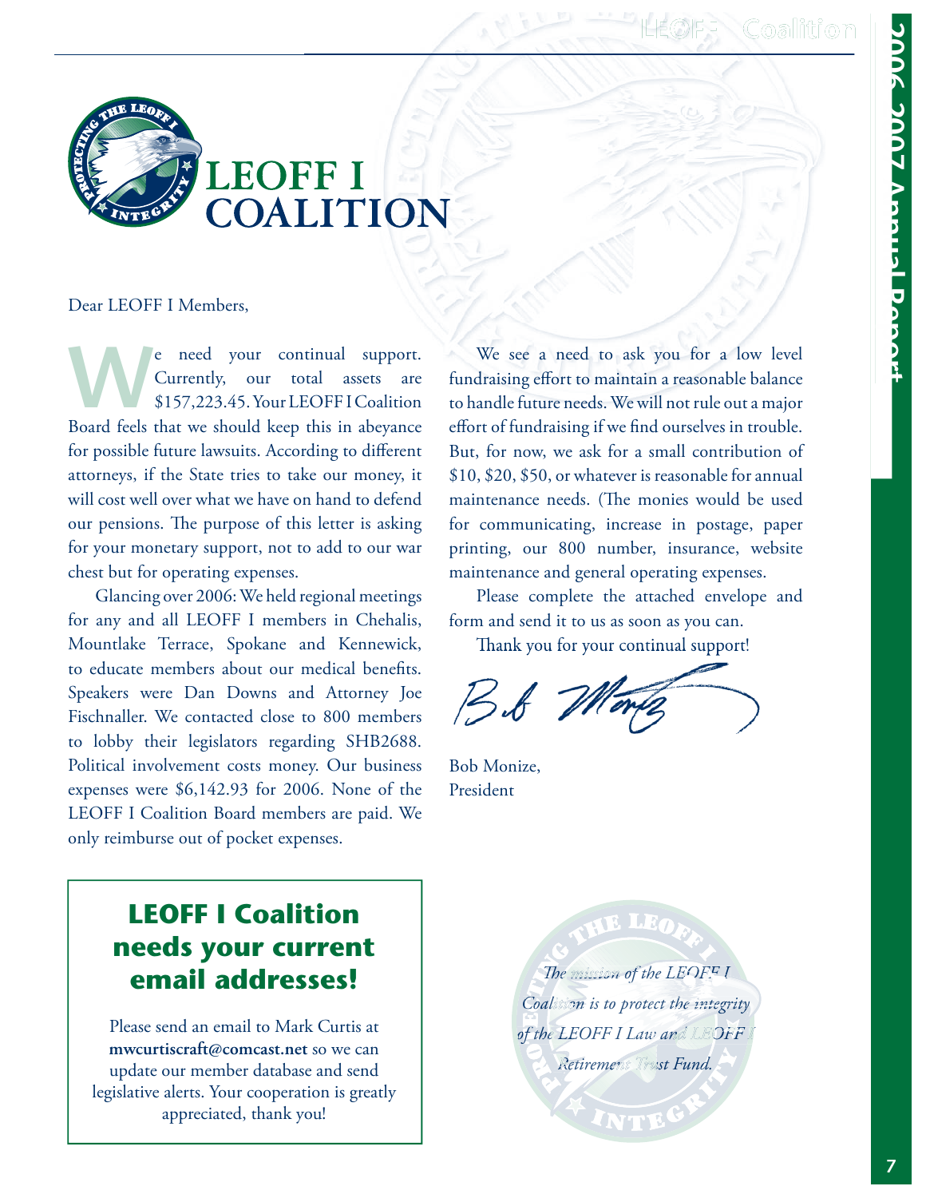# LEOFF I COALITION

Dear LEOFF I Members,

We need your continual support. Currently, our total assets are $157,223.45. Your LEOFF I Coalition Board feels that we should keep this in abeyance for possible future lawsuits. According to different attorneys, if the State tries to take our money, it will cost well over what we have on hand to defend our pensions. The purpose of this letter is asking for your monetary support, not to add to our war chest but for operating expenses.

Glancing over 2006: We held regional meetings for any and all LEOFF I members in Chehalis, Mountlake Terrace, Spokane and Kennewick, to educate members about our medical benefits. Speakers were Dan Downs and Attorney Joe Fischnaller. We contacted close to 800 members to lobby their legislators regarding SHB2688. Political involvement costs money. Our business expenses were $6,142.93 for 2006. None of the LEOFF I Coalition Board members are paid. We only reimburse out of pocket expenses.

We see a need to ask you for a low level fundraising effort to maintain a reasonable balance to handle future needs. We will not rule out a major effort of fundraising if we find ourselves in trouble. But, for now, we ask for a small contribution of $10, $20, $50, or whatever is reasonable for annual maintenance needs. (The monies would be used for communicating, increase in postage, paper printing, our 800 number, insurance, website maintenance and general operating expenses.

Please complete the attached envelope and form and send it to us as soon as you can.

Thank you for your continual support!

Bob Monize,
President

## LEOFF I Coalition needs your current email addresses!

Please send an email to Mark Curtis at **mwcurtiscraft@comcast.net** so we can update our member database and send legislative alerts. Your cooperation is greatly appreciated, thank you!

*The mission of the LEOFF I Coalition is to protect the integrity of the LEOFF I Law and LEOFF I Retirement Trust Fund.*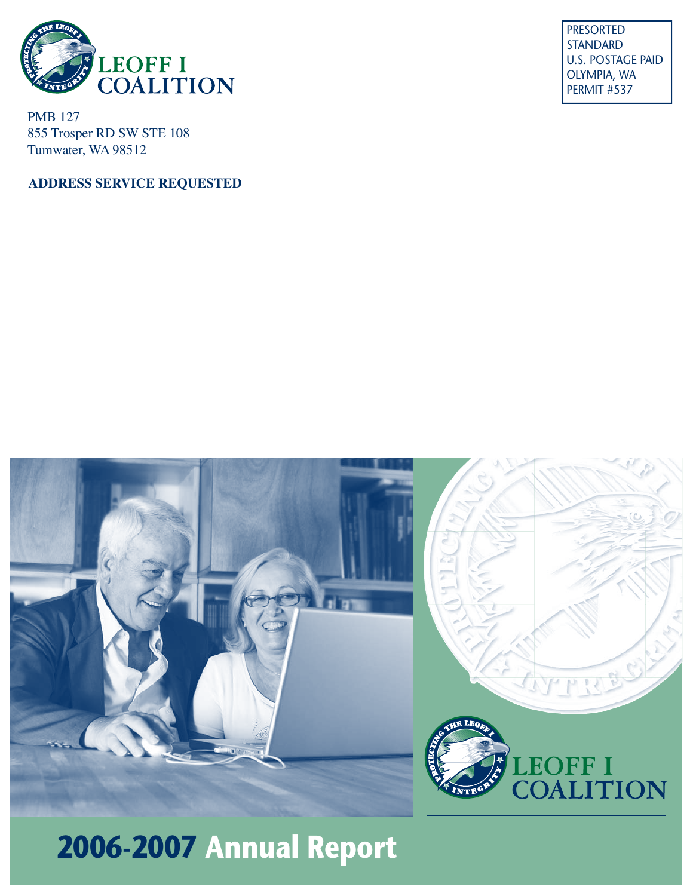LEOFF I COALITION

PMB 127
855 Trosper RD SW STE 108
Tumwater, WA 98512

**ADDRESS SERVICE REQUESTED**

PRESORTED
STANDARD
U.S. POSTAGE PAID
OLYMPIA, WA
PERMIT #537

LEOFF I COALITION

# 2006-2007 Annual Report